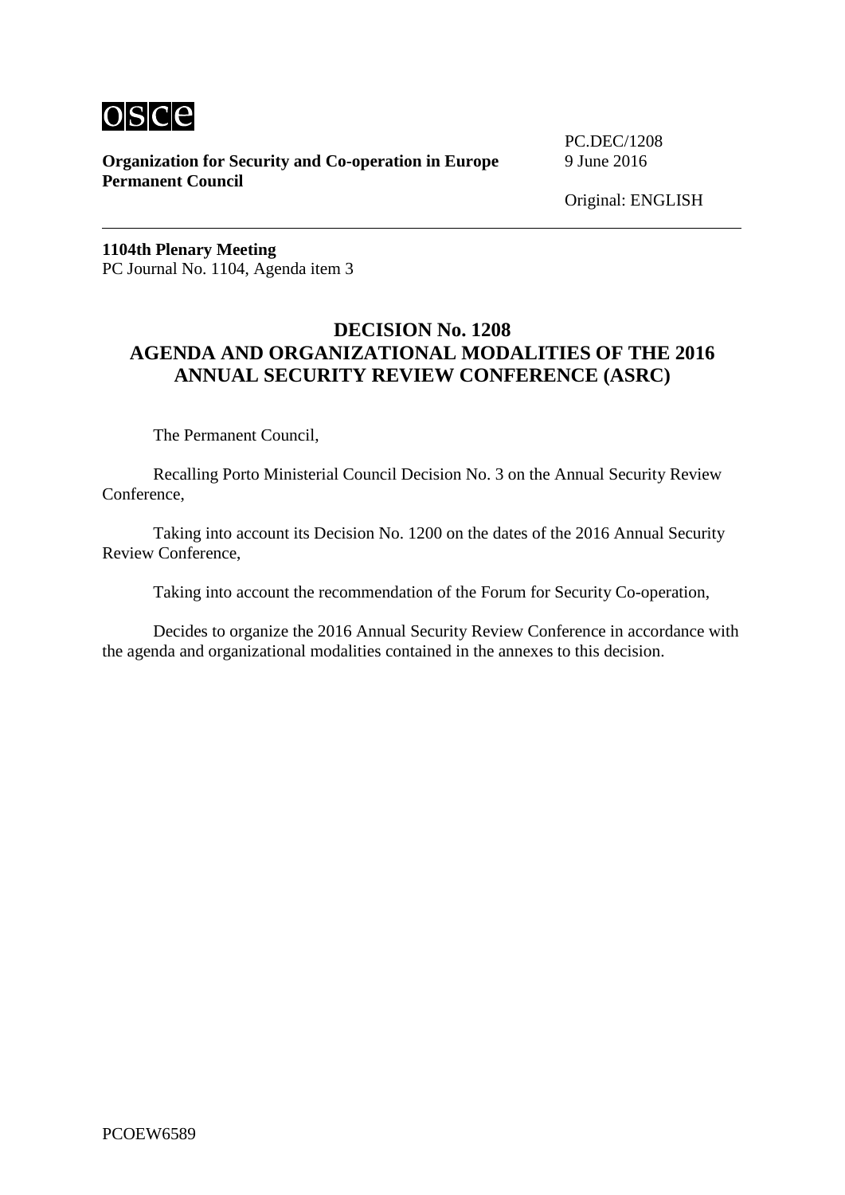**Organization for Security and Co-operation in Europe**
**Permanent Council**

PC.DEC/1208
9 June 2016

Original: ENGLISH

---

**1104th Plenary Meeting**
PC Journal No. 1104, Agenda item 3

## DECISION No. 1208
## AGENDA AND ORGANIZATIONAL MODALITIES OF THE 2016 ANNUAL SECURITY REVIEW CONFERENCE (ASRC)

The Permanent Council,

Recalling Porto Ministerial Council Decision No. 3 on the Annual Security Review Conference,

Taking into account its Decision No. 1200 on the dates of the 2016 Annual Security Review Conference,

Taking into account the recommendation of the Forum for Security Co-operation,

Decides to organize the 2016 Annual Security Review Conference in accordance with the agenda and organizational modalities contained in the annexes to this decision.

PCOEW6589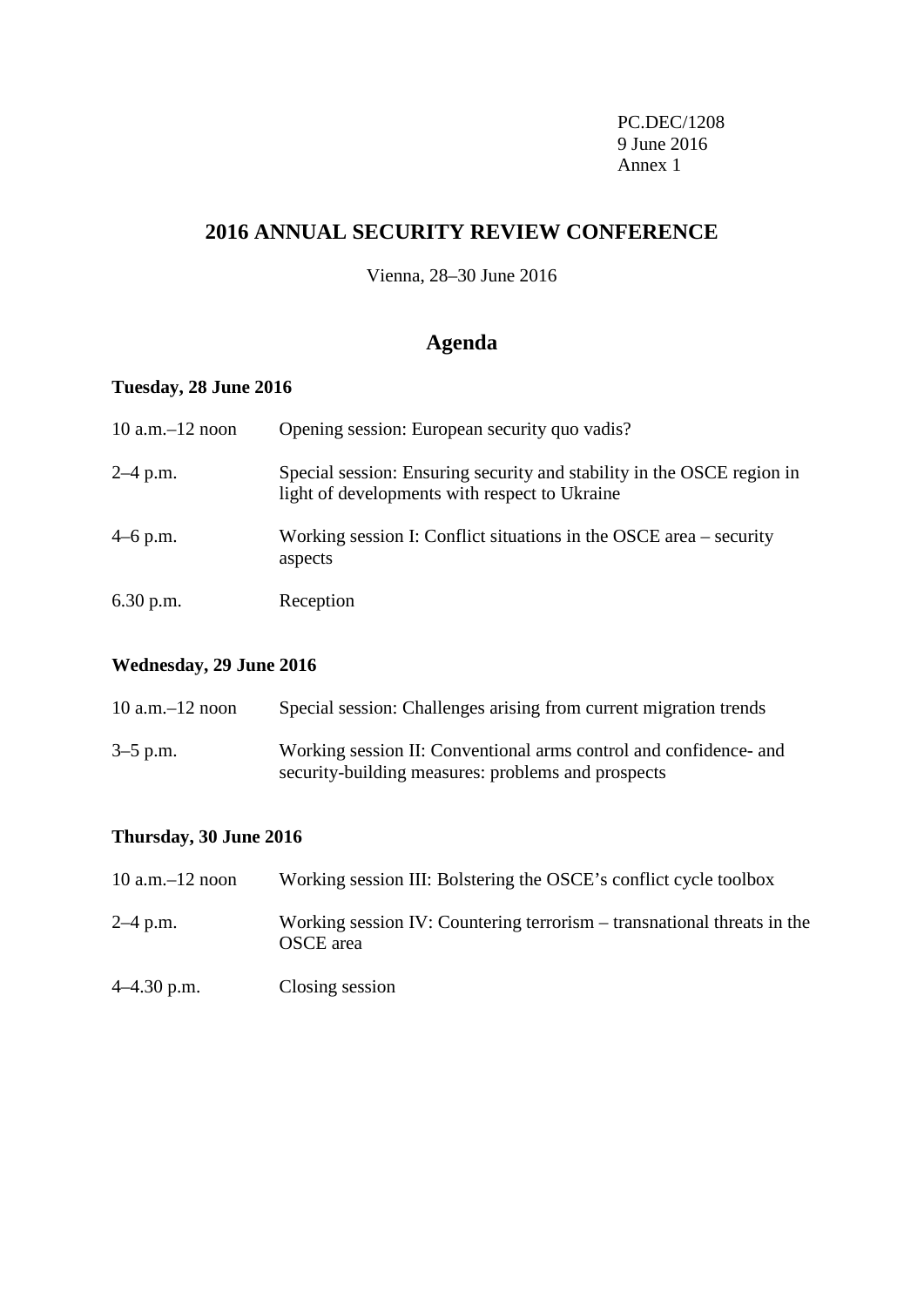PC.DEC/1208
9 June 2016
Annex 1

# 2016 ANNUAL SECURITY REVIEW CONFERENCE

Vienna, 28–30 June 2016

## Agenda

### Tuesday, 28 June 2016

| | |
|---|---|
| 10 a.m.–12 noon | Opening session: European security quo vadis? |
| 2–4 p.m. | Special session: Ensuring security and stability in the OSCE region in light of developments with respect to Ukraine |
| 4–6 p.m. | Working session I: Conflict situations in the OSCE area – security aspects |
| 6.30 p.m. | Reception |

### Wednesday, 29 June 2016

| | |
|---|---|
| 10 a.m.–12 noon | Special session: Challenges arising from current migration trends |
| 3–5 p.m. | Working session II: Conventional arms control and confidence- and security-building measures: problems and prospects |

### Thursday, 30 June 2016

| | |
|---|---|
| 10 a.m.–12 noon | Working session III: Bolstering the OSCE's conflict cycle toolbox |
| 2–4 p.m. | Working session IV: Countering terrorism – transnational threats in the OSCE area |
| 4–4.30 p.m. | Closing session |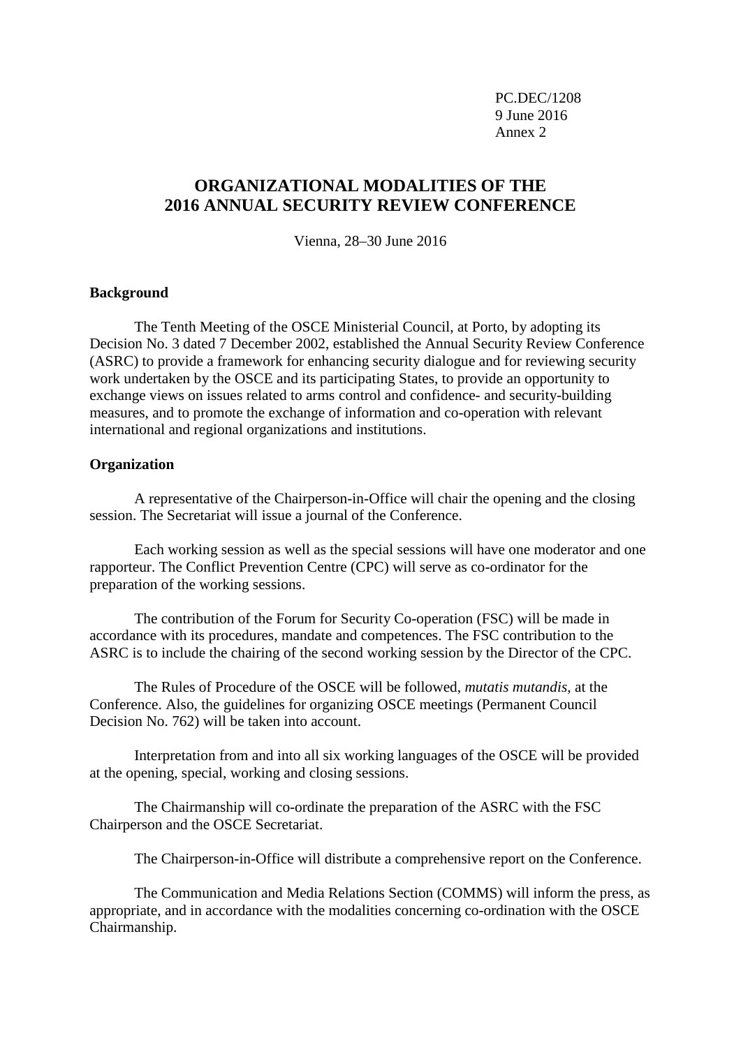PC.DEC/1208
9 June 2016
Annex 2

# ORGANIZATIONAL MODALITIES OF THE 2016 ANNUAL SECURITY REVIEW CONFERENCE

Vienna, 28–30 June 2016

**Background**

The Tenth Meeting of the OSCE Ministerial Council, at Porto, by adopting its Decision No. 3 dated 7 December 2002, established the Annual Security Review Conference (ASRC) to provide a framework for enhancing security dialogue and for reviewing security work undertaken by the OSCE and its participating States, to provide an opportunity to exchange views on issues related to arms control and confidence- and security-building measures, and to promote the exchange of information and co-operation with relevant international and regional organizations and institutions.

**Organization**

A representative of the Chairperson-in-Office will chair the opening and the closing session. The Secretariat will issue a journal of the Conference.

Each working session as well as the special sessions will have one moderator and one rapporteur. The Conflict Prevention Centre (CPC) will serve as co-ordinator for the preparation of the working sessions.

The contribution of the Forum for Security Co-operation (FSC) will be made in accordance with its procedures, mandate and competences. The FSC contribution to the ASRC is to include the chairing of the second working session by the Director of the CPC.

The Rules of Procedure of the OSCE will be followed, *mutatis mutandis*, at the Conference. Also, the guidelines for organizing OSCE meetings (Permanent Council Decision No. 762) will be taken into account.

Interpretation from and into all six working languages of the OSCE will be provided at the opening, special, working and closing sessions.

The Chairmanship will co-ordinate the preparation of the ASRC with the FSC Chairperson and the OSCE Secretariat.

The Chairperson-in-Office will distribute a comprehensive report on the Conference.

The Communication and Media Relations Section (COMMS) will inform the press, as appropriate, and in accordance with the modalities concerning co-ordination with the OSCE Chairmanship.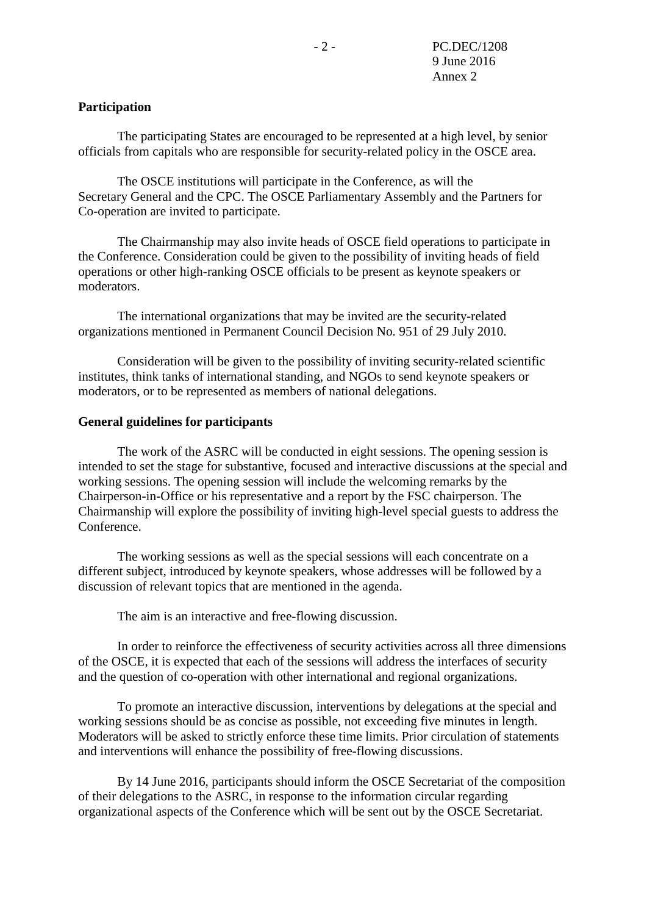**Participation**

The participating States are encouraged to be represented at a high level, by senior officials from capitals who are responsible for security-related policy in the OSCE area.

The OSCE institutions will participate in the Conference, as will the Secretary General and the CPC. The OSCE Parliamentary Assembly and the Partners for Co-operation are invited to participate.

The Chairmanship may also invite heads of OSCE field operations to participate in the Conference. Consideration could be given to the possibility of inviting heads of field operations or other high-ranking OSCE officials to be present as keynote speakers or moderators.

The international organizations that may be invited are the security-related organizations mentioned in Permanent Council Decision No. 951 of 29 July 2010.

Consideration will be given to the possibility of inviting security-related scientific institutes, think tanks of international standing, and NGOs to send keynote speakers or moderators, or to be represented as members of national delegations.

**General guidelines for participants**

The work of the ASRC will be conducted in eight sessions. The opening session is intended to set the stage for substantive, focused and interactive discussions at the special and working sessions. The opening session will include the welcoming remarks by the Chairperson-in-Office or his representative and a report by the FSC chairperson. The Chairmanship will explore the possibility of inviting high-level special guests to address the Conference.

The working sessions as well as the special sessions will each concentrate on a different subject, introduced by keynote speakers, whose addresses will be followed by a discussion of relevant topics that are mentioned in the agenda.

The aim is an interactive and free-flowing discussion.

In order to reinforce the effectiveness of security activities across all three dimensions of the OSCE, it is expected that each of the sessions will address the interfaces of security and the question of co-operation with other international and regional organizations.

To promote an interactive discussion, interventions by delegations at the special and working sessions should be as concise as possible, not exceeding five minutes in length. Moderators will be asked to strictly enforce these time limits. Prior circulation of statements and interventions will enhance the possibility of free-flowing discussions.

By 14 June 2016, participants should inform the OSCE Secretariat of the composition of their delegations to the ASRC, in response to the information circular regarding organizational aspects of the Conference which will be sent out by the OSCE Secretariat.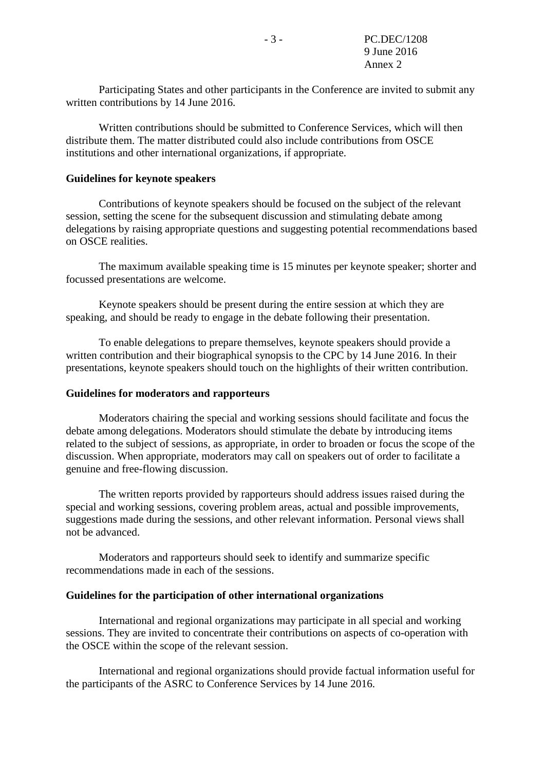Participating States and other participants in the Conference are invited to submit any written contributions by 14 June 2016.

Written contributions should be submitted to Conference Services, which will then distribute them. The matter distributed could also include contributions from OSCE institutions and other international organizations, if appropriate.

**Guidelines for keynote speakers**

Contributions of keynote speakers should be focused on the subject of the relevant session, setting the scene for the subsequent discussion and stimulating debate among delegations by raising appropriate questions and suggesting potential recommendations based on OSCE realities.

The maximum available speaking time is 15 minutes per keynote speaker; shorter and focussed presentations are welcome.

Keynote speakers should be present during the entire session at which they are speaking, and should be ready to engage in the debate following their presentation.

To enable delegations to prepare themselves, keynote speakers should provide a written contribution and their biographical synopsis to the CPC by 14 June 2016. In their presentations, keynote speakers should touch on the highlights of their written contribution.

**Guidelines for moderators and rapporteurs**

Moderators chairing the special and working sessions should facilitate and focus the debate among delegations. Moderators should stimulate the debate by introducing items related to the subject of sessions, as appropriate, in order to broaden or focus the scope of the discussion. When appropriate, moderators may call on speakers out of order to facilitate a genuine and free-flowing discussion.

The written reports provided by rapporteurs should address issues raised during the special and working sessions, covering problem areas, actual and possible improvements, suggestions made during the sessions, and other relevant information. Personal views shall not be advanced.

Moderators and rapporteurs should seek to identify and summarize specific recommendations made in each of the sessions.

**Guidelines for the participation of other international organizations**

International and regional organizations may participate in all special and working sessions. They are invited to concentrate their contributions on aspects of co-operation with the OSCE within the scope of the relevant session.

International and regional organizations should provide factual information useful for the participants of the ASRC to Conference Services by 14 June 2016.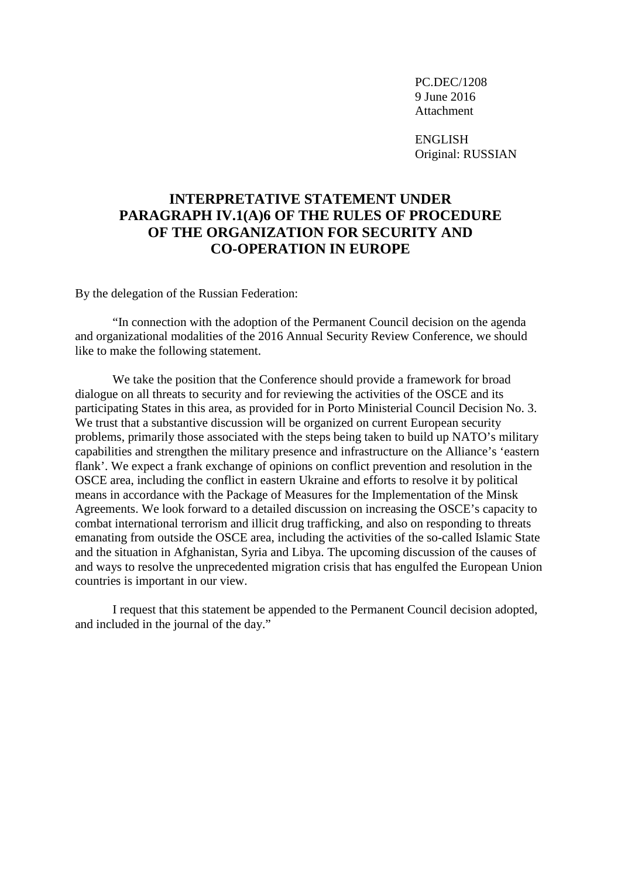PC.DEC/1208
9 June 2016
Attachment

ENGLISH
Original: RUSSIAN

# INTERPRETATIVE STATEMENT UNDER PARAGRAPH IV.1(A)6 OF THE RULES OF PROCEDURE OF THE ORGANIZATION FOR SECURITY AND CO-OPERATION IN EUROPE

By the delegation of the Russian Federation:

"In connection with the adoption of the Permanent Council decision on the agenda and organizational modalities of the 2016 Annual Security Review Conference, we should like to make the following statement.

We take the position that the Conference should provide a framework for broad dialogue on all threats to security and for reviewing the activities of the OSCE and its participating States in this area, as provided for in Porto Ministerial Council Decision No. 3. We trust that a substantive discussion will be organized on current European security problems, primarily those associated with the steps being taken to build up NATO's military capabilities and strengthen the military presence and infrastructure on the Alliance's 'eastern flank'. We expect a frank exchange of opinions on conflict prevention and resolution in the OSCE area, including the conflict in eastern Ukraine and efforts to resolve it by political means in accordance with the Package of Measures for the Implementation of the Minsk Agreements. We look forward to a detailed discussion on increasing the OSCE's capacity to combat international terrorism and illicit drug trafficking, and also on responding to threats emanating from outside the OSCE area, including the activities of the so-called Islamic State and the situation in Afghanistan, Syria and Libya. The upcoming discussion of the causes of and ways to resolve the unprecedented migration crisis that has engulfed the European Union countries is important in our view.

I request that this statement be appended to the Permanent Council decision adopted, and included in the journal of the day."